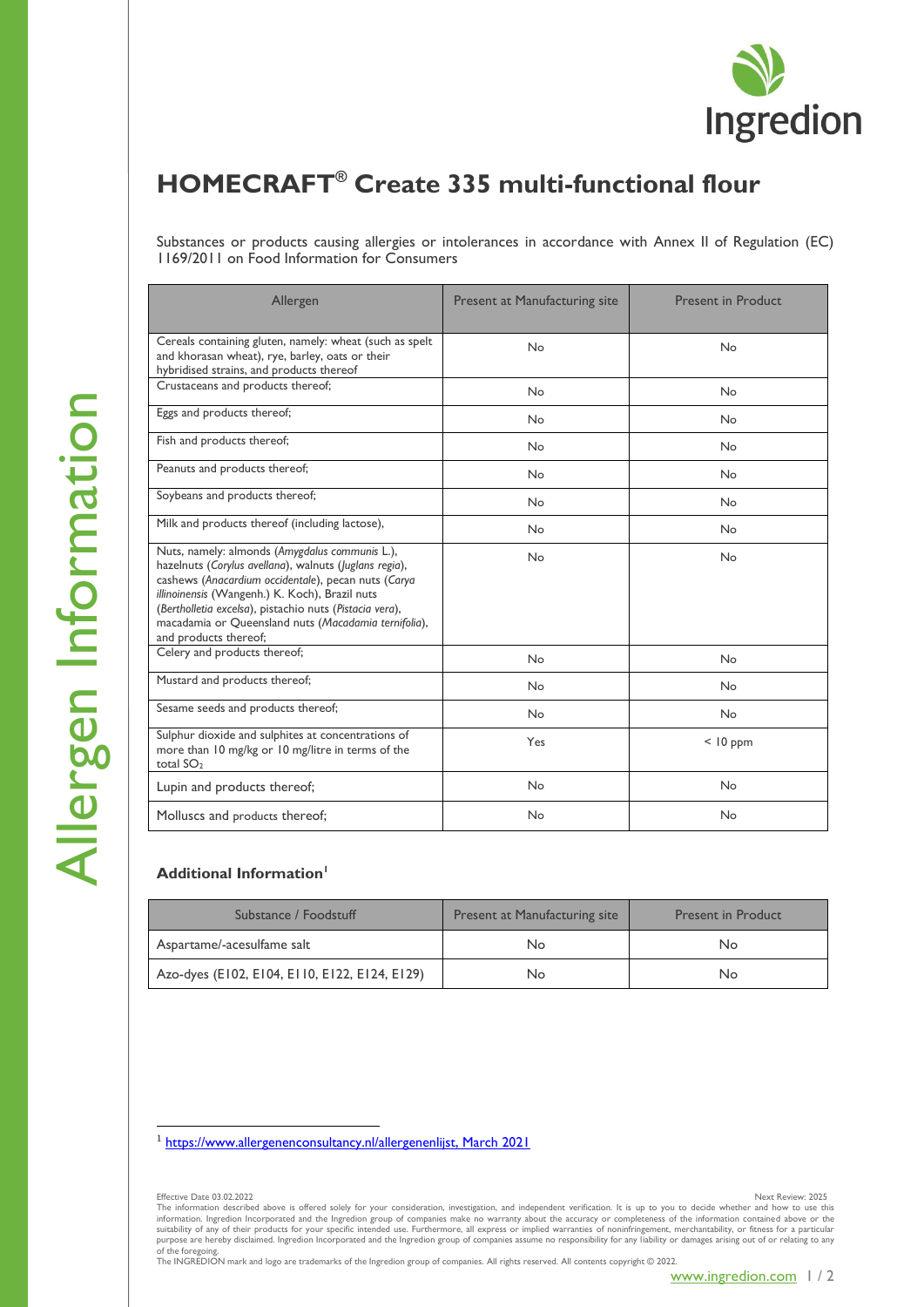# HOMECRAFT® Create 335 multi-functional flour

Substances or products causing allergies or intolerances in accordance with Annex II of Regulation (EC) 1169/2011 on Food Information for Consumers

| Allergen | Present at Manufacturing site | Present in Product |
|---|---|---|
| Cereals containing gluten, namely: wheat (such as spelt and khorasan wheat), rye, barley, oats or their hybridised strains, and products thereof | No | No |
| Crustaceans and products thereof; | No | No |
| Eggs and products thereof; | No | No |
| Fish and products thereof; | No | No |
| Peanuts and products thereof; | No | No |
| Soybeans and products thereof; | No | No |
| Milk and products thereof (including lactose), | No | No |
| Nuts, namely: almonds (*Amygdalus communis* L.), hazelnuts (*Corylus avellana*), walnuts (*Juglans regia*), cashews (*Anacardium occidentale*), pecan nuts (*Carya illinoinensis* (Wangenh.) K. Koch), Brazil nuts (*Bertholletia excelsa*), pistachio nuts (*Pistacia vera*), macadamia or Queensland nuts (*Macadamia ternifolia*), and products thereof; | No | No |
| Celery and products thereof; | No | No |
| Mustard and products thereof; | No | No |
| Sesame seeds and products thereof; | No | No |
| Sulphur dioxide and sulphites at concentrations of more than 10 mg/kg or 10 mg/litre in terms of the total $SO_2$ | Yes | < 10 ppm |
| Lupin and products thereof; | No | No |
| Molluscs and products thereof; | No | No |

### Additional Information[1]

| Substance / Foodstuff | Present at Manufacturing site | Present in Product |
|---|---|---|
| Aspartame/-acesulfame salt | No | No |
| Azo-dyes (E102, E104, E110, E122, E124, E129) | No | No |

[1] https://www.allergenenconsultancy.nl/allergenenlijst, March 2021

Effective Date 03.02.2022

Next Review: 2025

The information described above is offered solely for your consideration, investigation, and independent verification. It is up to you to decide whether and how to use this information. Ingredion Incorporated and the Ingredion group of companies make no warranty about the accuracy or completeness of the information contained above or the suitability of any of their products for your specific intended use. Furthermore, all express or implied warranties of noninfringement, merchantability, or fitness for a particular purpose are hereby disclaimed. Ingredion Incorporated and the Ingredion group of companies assume no responsibility for any liability or damages arising out of or relating to any of the foregoing.

The INGREDION mark and logo are trademarks of the Ingredion group of companies. All rights reserved. All contents copyright © 2022.

www.ingredion.com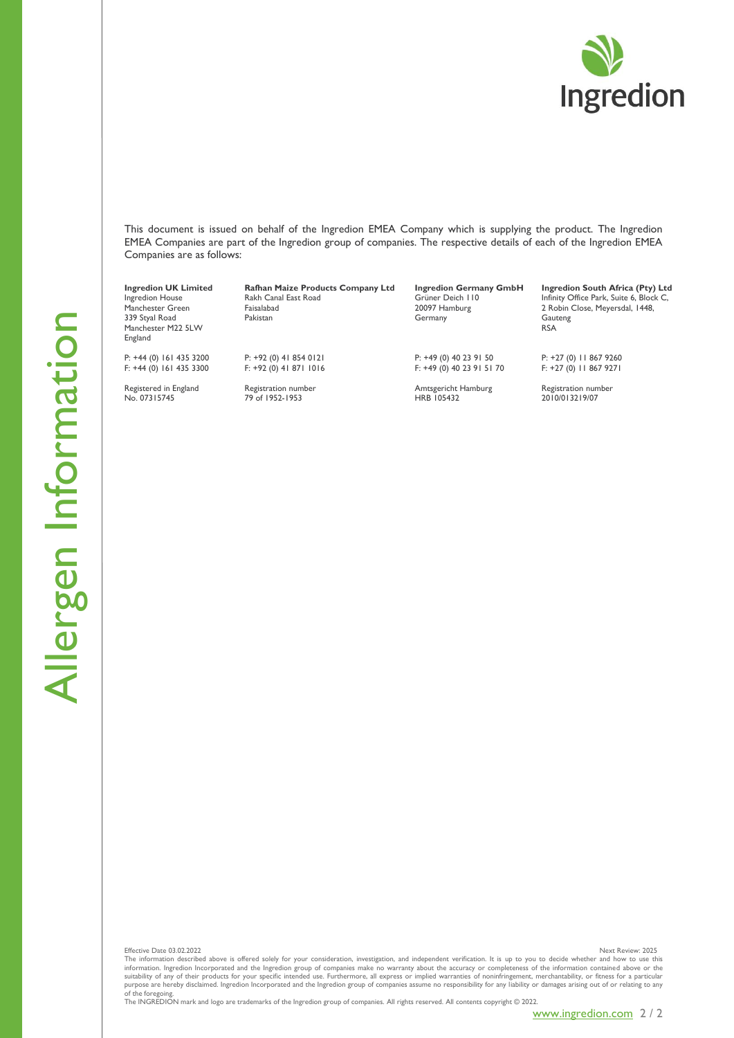This document is issued on behalf of the Ingredion EMEA Company which is supplying the product. The Ingredion EMEA Companies are part of the Ingredion group of companies. The respective details of each of the Ingredion EMEA Companies are as follows:

**Ingredion UK Limited**
Ingredion House
Manchester Green
339 Styal Road
Manchester M22 5LW
England

P: +44 (0) 161 435 3200
F: +44 (0) 161 435 3300

Registered in England
No. 07315745

**Rafhan Maize Products Company Ltd**
Rakh Canal East Road
Faisalabad
Pakistan

P: +92 (0) 41 854 0121
F: +92 (0) 41 871 1016

Registration number
79 of 1952-1953

**Ingredion Germany GmbH**
Grüner Deich 110
20097 Hamburg
Germany

P: +49 (0) 40 23 91 50
F: +49 (0) 40 23 91 51 70

Amtsgericht Hamburg
HRB 105432

**Ingredion South Africa (Pty) Ltd**
Infinity Office Park, Suite 6, Block C,
2 Robin Close, Meyersdal, 1448,
Gauteng
RSA

P: +27 (0) 11 867 9260
F: +27 (0) 11 867 9271

Registration number
2010/013219/07

Effective Date 03.02.2022

Next Review: 2025

The information described above is offered solely for your consideration, investigation, and independent verification. It is up to you to decide whether and how to use this information. Ingredion Incorporated and the Ingredion group of companies make no warranty about the accuracy or completeness of the information contained above or the suitability of any of their products for your specific intended use. Furthermore, all express or implied warranties of noninfringement, merchantability, or fitness for a particular purpose are hereby disclaimed. Ingredion Incorporated and the Ingredion group of companies assume no responsibility for any liability or damages arising out of or relating to any of the foregoing.

The INGREDION mark and logo are trademarks of the Ingredion group of companies. All rights reserved. All contents copyright © 2022.

www.ingredion.com